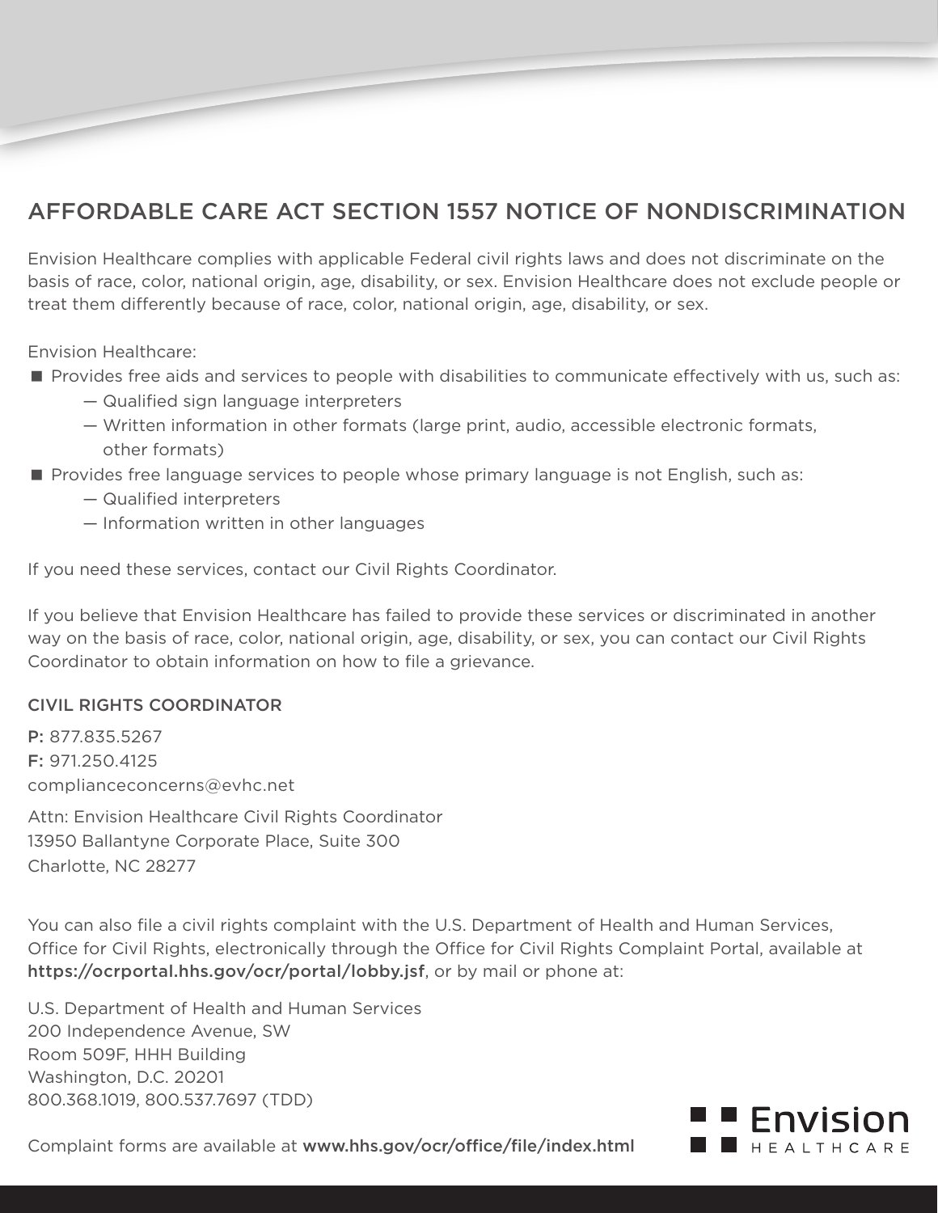# AFFORDABLE CARE ACT SECTION 1557 NOTICE OF NONDISCRIMINATION

Envision Healthcare complies with applicable Federal civil rights laws and does not discriminate on the basis of race, color, national origin, age, disability, or sex. Envision Healthcare does not exclude people or treat them differently because of race, color, national origin, age, disability, or sex.

Envision Healthcare:

- Provides free aids and services to people with disabilities to communicate effectively with us, such as:
  - Qualified sign language interpreters
  - Written information in other formats (large print, audio, accessible electronic formats, other formats)
- Provides free language services to people whose primary language is not English, such as:
  - Qualified interpreters
  - Information written in other languages

If you need these services, contact our Civil Rights Coordinator.

If you believe that Envision Healthcare has failed to provide these services or discriminated in another way on the basis of race, color, national origin, age, disability, or sex, you can contact our Civil Rights Coordinator to obtain information on how to file a grievance.

## CIVIL RIGHTS COORDINATOR

**P:** 877.835.5267
**F:** 971.250.4125
complianceconcerns@evhc.net

Attn: Envision Healthcare Civil Rights Coordinator
13950 Ballantyne Corporate Place, Suite 300
Charlotte, NC 28277

You can also file a civil rights complaint with the U.S. Department of Health and Human Services, Office for Civil Rights, electronically through the Office for Civil Rights Complaint Portal, available at **https://ocrportal.hhs.gov/ocr/portal/lobby.jsf**, or by mail or phone at:

U.S. Department of Health and Human Services
200 Independence Avenue, SW
Room 509F, HHH Building
Washington, D.C. 20201
800.368.1019, 800.537.7697 (TDD)

Complaint forms are available at **www.hhs.gov/ocr/office/file/index.html**

Envision HEALTHCARE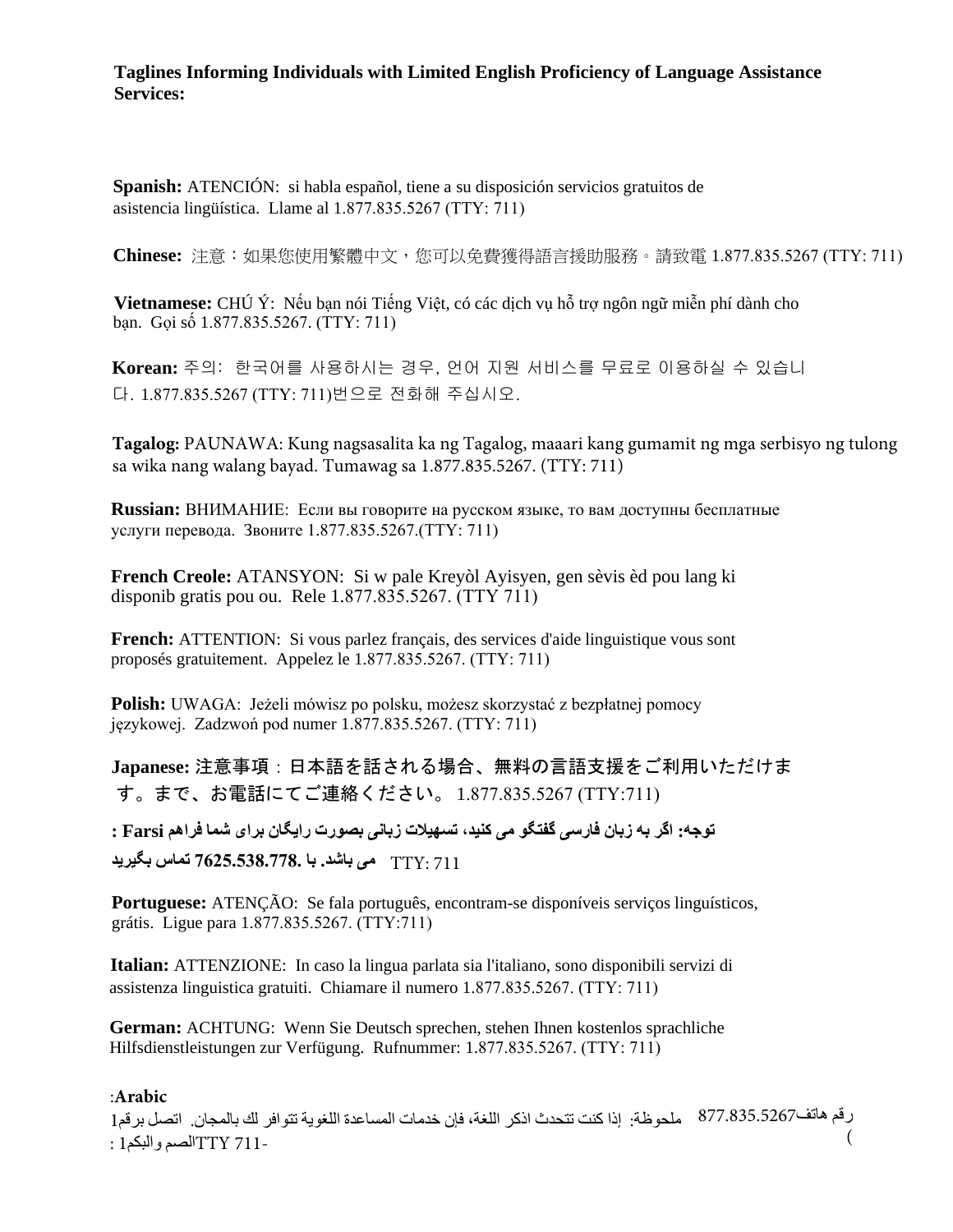**Taglines Informing Individuals with Limited English Proficiency of Language Assistance Services:**

**Spanish:** ATENCIÓN: si habla español, tiene a su disposición servicios gratuitos de asistencia lingüística. Llame al 1.877.835.5267 (TTY: 711)

**Chinese:** 注意：如果您使用繁體中文，您可以免費獲得語言援助服務。請致電 1.877.835.5267 (TTY: 711)

**Vietnamese:** CHÚ Ý: Nếu bạn nói Tiếng Việt, có các dịch vụ hỗ trợ ngôn ngữ miễn phí dành cho bạn. Gọi số 1.877.835.5267. (TTY: 711)

**Korean:** 주의: 한국어를 사용하시는 경우, 언어 지원 서비스를 무료로 이용하실 수 있습니다. 1.877.835.5267 (TTY: 711)번으로 전화해 주십시오.

**Tagalog:** PAUNAWA: Kung nagsasalita ka ng Tagalog, maaari kang gumamit ng mga serbisyo ng tulong sa wika nang walang bayad. Tumawag sa 1.877.835.5267. (TTY: 711)

**Russian:** ВНИМАНИЕ: Если вы говорите на русском языке, то вам доступны бесплатные услуги перевода. Звоните 1.877.835.5267.(TTY: 711)

**French Creole:** ATANSYON: Si w pale Kreyòl Ayisyen, gen sèvis èd pou lang ki disponib gratis pou ou. Rele 1.877.835.5267. (TTY 711)

**French:** ATTENTION: Si vous parlez français, des services d'aide linguistique vous sont proposés gratuitement. Appelez le 1.877.835.5267. (TTY: 711)

**Polish:** UWAGA: Jeżeli mówisz po polsku, możesz skorzystać z bezpłatnej pomocy językowej. Zadzwoń pod numer 1.877.835.5267. (TTY: 711)

**Japanese:** 注意事項：日本語を話される場合、無料の言語支援をご利用いただけます。まで、お電話にてご連絡ください。 1.877.835.5267 (TTY:711)

**Farsi :** توجه: اگر به زبان فارسی گفتگو می کنید، تسهیلات زبانی بصورت رایگان برای شما فراهم می باشد. با 7625.538.778. تماس بگیرید TTY: 711

**Portuguese:** ATENÇÃO: Se fala português, encontram-se disponíveis serviços linguísticos, grátis. Ligue para 1.877.835.5267. (TTY:711)

**Italian:** ATTENZIONE: In caso la lingua parlata sia l'italiano, sono disponibili servizi di assistenza linguistica gratuiti. Chiamare il numero 1.877.835.5267. (TTY: 711)

**German:** ACHTUNG: Wenn Sie Deutsch sprechen, stehen Ihnen kostenlos sprachliche Hilfsdienstleistungen zur Verfügung. Rufnummer: 1.877.835.5267. (TTY: 711)

**Arabic:**

ملحوظة: إذا كنت تتحدث اذكر اللغة، فإن خدمات المساعدة اللغوية تتوافر لك بالمجان. اتصل برقم1 877.835.5267رقم هاتف الصم والبكم1: TTY 711-)